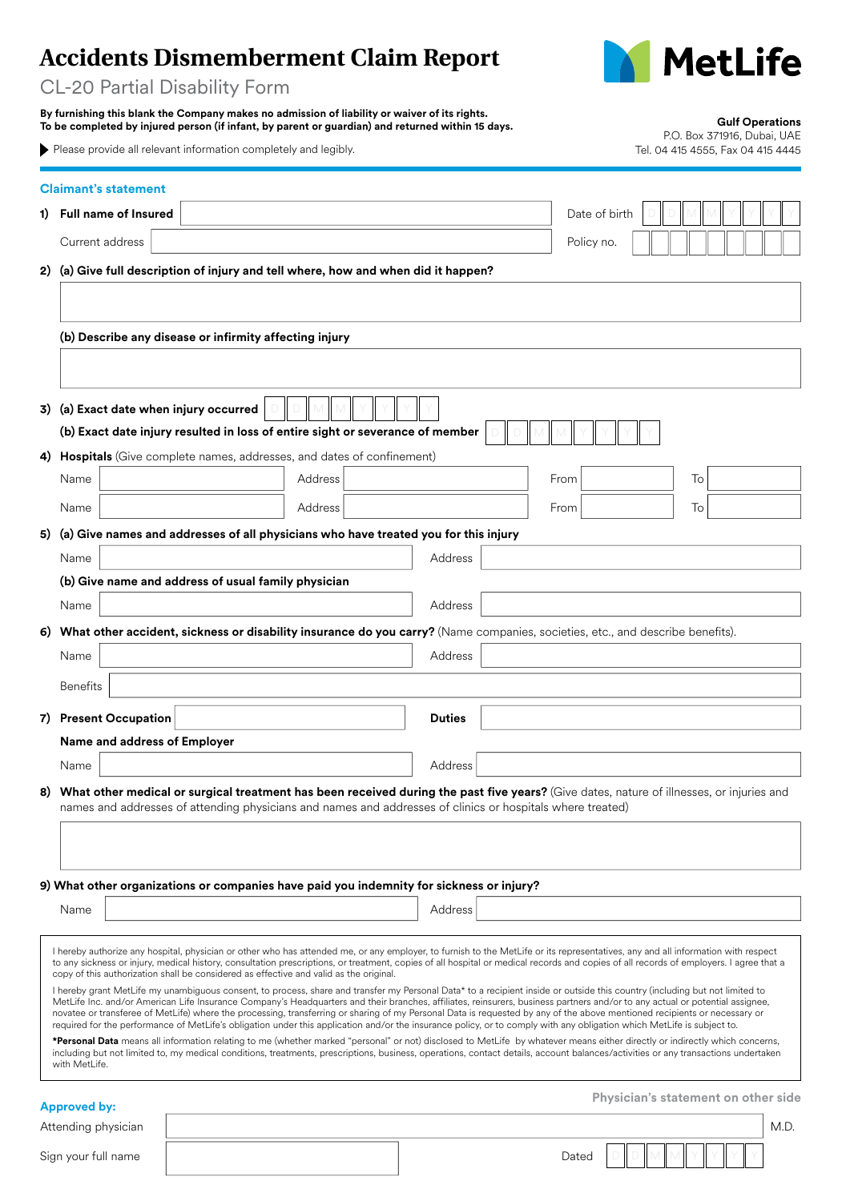# Accidents Dismemberment Claim Report

## CL-20 Partial Disability Form

MetLife

**By furnishing this blank the Company makes no admission of liability or waiver of its rights.**
**To be completed by injured person (if infant, by parent or guardian) and returned within 15 days.**

▶ Please provide all relevant information completely and legibly.

**Gulf Operations**
P.O. Box 371916, Dubai, UAE
Tel. 04 415 4555, Fax 04 415 4445

### Claimant's statement

1) **Full name of Insured** ______ Date of birth D D M M Y Y Y Y

Current address ______ Policy no. ______

2) **(a) Give full description of injury and tell where, how and when did it happen?**

______

**(b) Describe any disease or infirmity affecting injury**

______

3) **(a) Exact date when injury occurred** D D M M Y Y Y Y

**(b) Exact date injury resulted in loss of entire sight or severance of member** D D M M Y Y Y Y

4) **Hospitals** (Give complete names, addresses, and dates of confinement)

Name ______ Address ______ From ______ To ______

Name ______ Address ______ From ______ To ______

5) **(a) Give names and addresses of all physicians who have treated you for this injury**

Name ______ Address ______

**(b) Give name and address of usual family physician**

Name ______ Address ______

6) **What other accident, sickness or disability insurance do you carry?** (Name companies, societies, etc., and describe benefits).

Name ______ Address ______

Benefits ______

7) **Present Occupation** ______ **Duties** ______

**Name and address of Employer**

Name ______ Address ______

8) **What other medical or surgical treatment has been received during the past five years?** (Give dates, nature of illnesses, or injuries and names and addresses of attending physicians and names and addresses of clinics or hospitals where treated)

______

9) **What other organizations or companies have paid you indemnity for sickness or injury?**

Name ______ Address ______

I hereby authorize any hospital, physician or other who has attended me, or any employer, to furnish to the MetLife or its representatives, any and all information with respect to any sickness or injury, medical history, consultation prescriptions, or treatment, copies of all hospital or medical records and copies of all records of employers. I agree that a copy of this authorization shall be considered as effective and valid as the original.

I hereby grant MetLife my unambiguous consent, to process, share and transfer my Personal Data* to a recipient inside or outside this country (including but not limited to MetLife Inc. and/or American Life Insurance Company's Headquarters and their branches, affiliates, reinsurers, business partners and/or to any actual or potential assignee, novatee or transferee of MetLife) where the processing, transferring or sharing of my Personal Data is requested by any of the above mentioned recipients or necessary or required for the performance of MetLife's obligation under this application and/or the insurance policy, or to comply with any obligation which MetLife is subject to.

***Personal Data** means all information relating to me (whether marked "personal" or not) disclosed to MetLife by whatever means either directly or indirectly which concerns, including but not limited to, my medical conditions, treatments, prescriptions, business, operations, contact details, account balances/activities or any transactions undertaken with MetLife.

Physician's statement on other side

**Approved by:**

Attending physician ______ M.D.

Sign your full name ______ Dated D D M M Y Y Y Y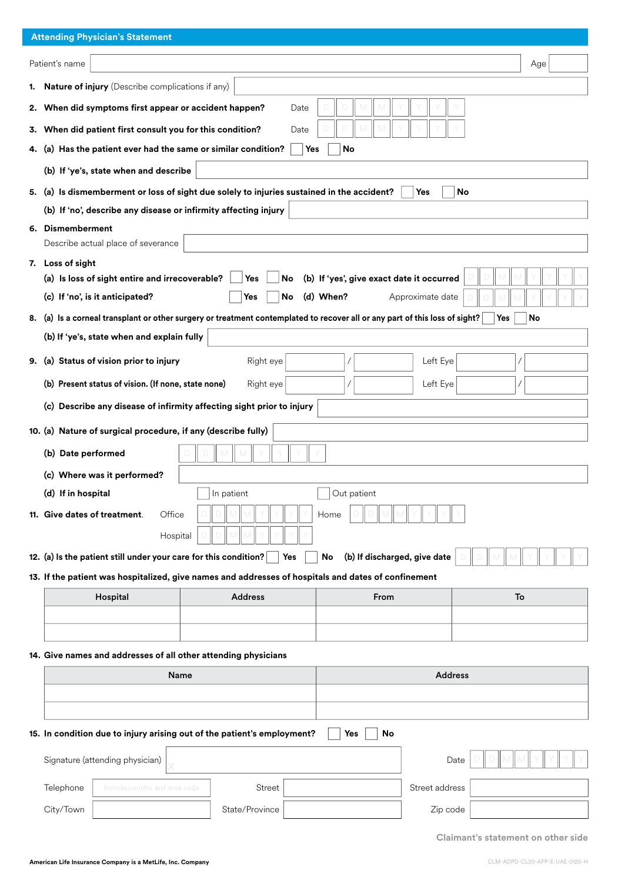## Attending Physician's Statement

Patient's name | Age

1. **Nature of injury** (Describe complications if any)
2. **When did symptoms first appear or accident happen?** Date D D M M Y Y Y Y
3. **When did patient first consult you for this condition?** Date D D M M Y Y Y Y
4. (a) **Has the patient ever had the same or similar condition?** ☐ Yes ☐ No

   (b) **If 'ye's, state when and describe**
5. (a) **Is dismemberment or loss of sight due solely to injuries sustained in the accident?** ☐ Yes ☐ No

   (b) **If 'no', describe any disease or infirmity affecting injury**
6. **Dismemberment**

   Describe actual place of severance
7. **Loss of sight**

   (a) **Is loss of sight entire and irrecoverable?** ☐ Yes ☐ No (b) **If 'yes', give exact date it occurred** D D M M Y Y Y Y

   (c) **If 'no', is it anticipated?** ☐ Yes ☐ No (d) **When?** Approximate date D D M M Y Y Y Y
8. (a) **Is a corneal transplant or other surgery or treatment contemplated to recover all or any part of this loss of sight?** ☐ Yes ☐ No

   (b) **If 'ye's, state when and explain fully**
9. (a) **Status of vision prior to injury** Right eye / Left Eye /

   (b) **Present status of vision. (If none, state none)** Right eye / Left Eye /

   (c) **Describe any disease of infirmity affecting sight prior to injury**
10. (a) **Nature of surgical procedure, if any (describe fully)**

    (b) **Date performed** D D M M Y Y Y Y

    (c) **Where was it performed?**

    (d) **If in hospital** ☐ In patient ☐ Out patient
11. **Give dates of treatment.** Office D D M M Y Y Y Y Home D D M M Y Y Y Y

    Hospital D D M M Y Y Y Y
12. (a) **Is the patient still under your care for this condition?** ☐ Yes ☐ No (b) **If discharged, give date** D D M M Y Y Y Y
13. **If the patient was hospitalized, give names and addresses of hospitals and dates of confinement**

| Hospital | Address | From | To |
|---|---|---|---|
| | | | |
| | | | |

14. **Give names and addresses of all other attending physicians**

| Name | Address |
|---|---|
| | |
| | |

15. **In condition due to injury arising out of the patient's employment?** ☐ Yes ☐ No

Signature (attending physician) X | Date D D M M Y Y Y Y

Telephone Include country and area code | Street | Street address

City/Town | State/Province | Zip code

**Claimant's statement on other side**

**American Life Insurance Company is a MetLife, Inc. Company**

CLM-ADPD-CL20-APP-E-UAE-0120-H